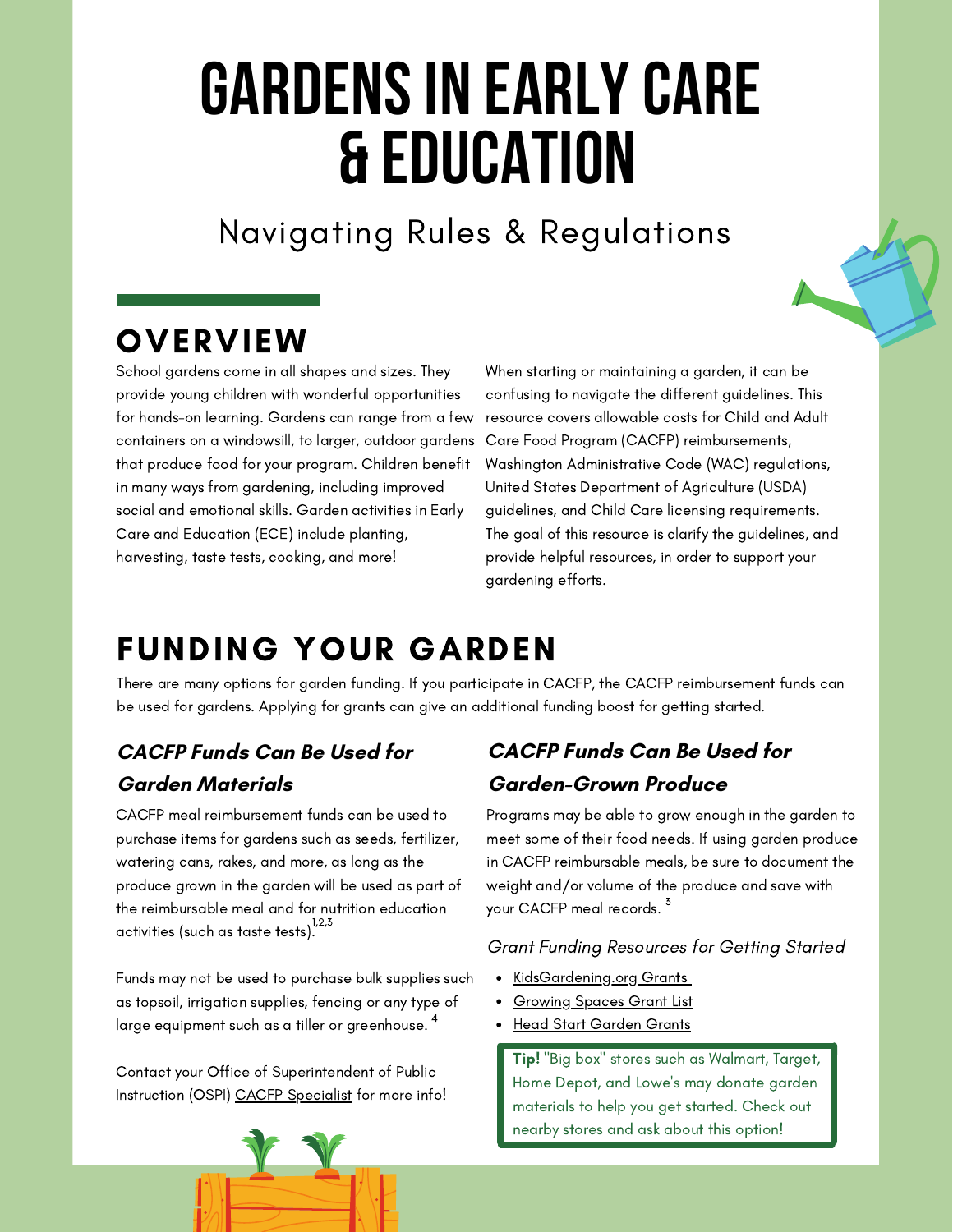# GARDENS IN EARLY CARE & EDUCATION

Navigating Rules & Regulations

## OVERVIEW

School gardens come in all shapes and sizes. They provide young children with wonderful opportunities for hands-on learning. Gardens can range from a few containers on a windowsill, to larger, outdoor gardens that produce food for your program. Children benefit in many ways from gardening, including improved social and emotional skills. Garden activities in Early Care and Education (ECE) include planting, harvesting, taste tests, cooking, and more!

When starting or maintaining a garden, it can be confusing to navigate the different guidelines. This resource covers allowable costs for Child and Adult Care Food Program (CACFP) reimbursements, Washington Administrative Code (WAC) regulations, United States Department of Agriculture (USDA) guidelines, and Child Care licensing requirements. The goal of this resource is clarify the guidelines, and provide helpful resources, in order to support your gardening efforts.

## FUNDING YOUR GARDEN

There are many options for garden funding. If you participate in CACFP, the CACFP reimbursement funds can be used for gardens. Applying for grants can give an additional funding boost for getting started.

### *CACFP Funds Can Be Used for Garden Materials*

CACFP meal reimbursement funds can be used to purchase items for gardens such as seeds, fertilizer, watering cans, rakes, and more, as long as the produce grown in the garden will be used as part of the reimbursable meal and for nutrition education activities (such as taste tests).[1,2,3]

Funds may not be used to purchase bulk supplies such as topsoil, irrigation supplies, fencing or any type of large equipment such as a tiller or greenhouse.[4]

Contact your Office of Superintendent of Public Instruction (OSPI) CACFP Specialist for more info!

### *CACFP Funds Can Be Used for Garden-Grown Produce*

Programs may be able to grow enough in the garden to meet some of their food needs. If using garden produce in CACFP reimbursable meals, be sure to document the weight and/or volume of the produce and save with your CACFP meal records.[3]

*Grant Funding Resources for Getting Started*

- KidsGardening.org Grants
- Growing Spaces Grant List
- Head Start Garden Grants

**Tip!** "Big box" stores such as Walmart, Target, Home Depot, and Lowe's may donate garden materials to help you get started. Check out nearby stores and ask about this option!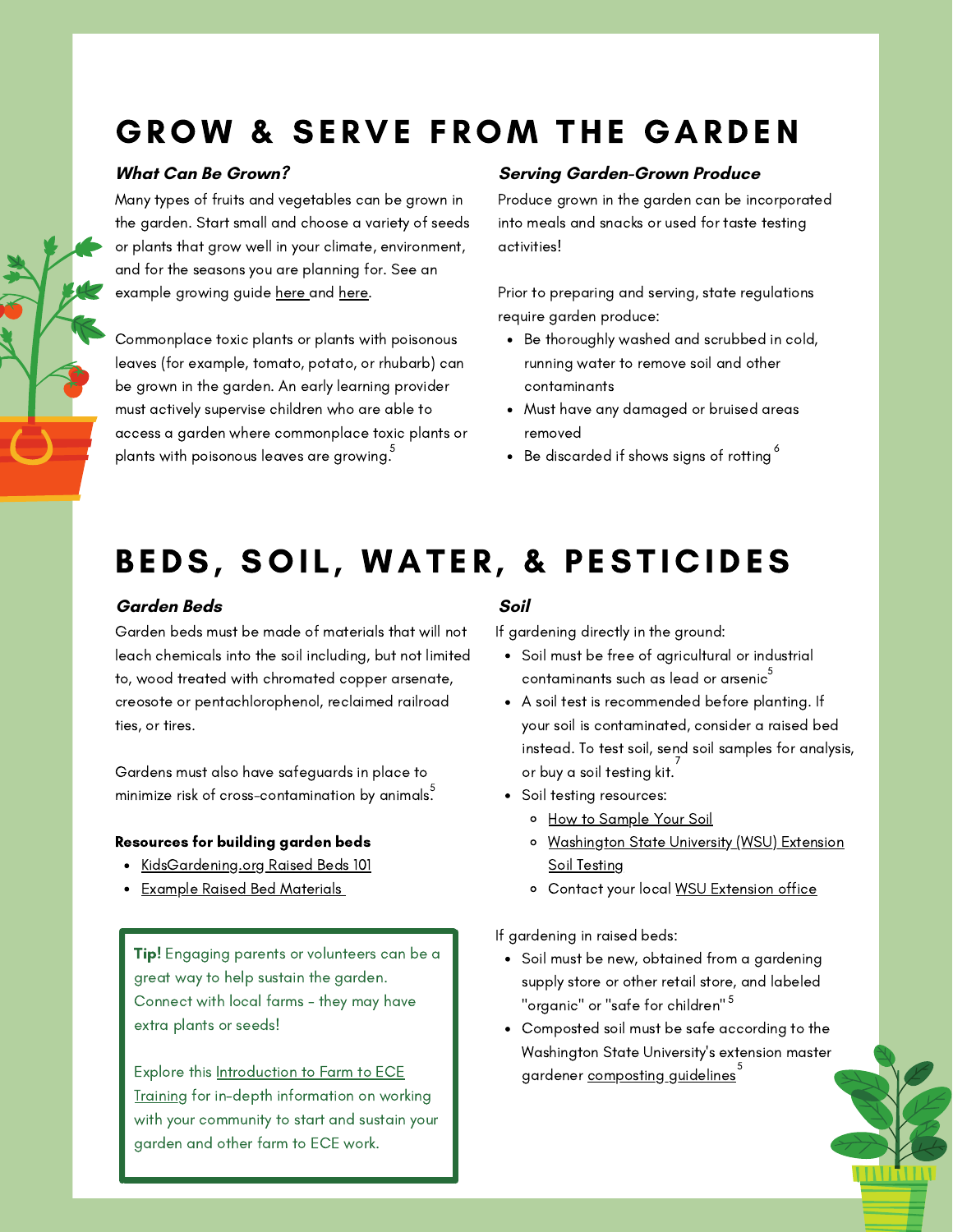# GROW & SERVE FROM THE GARDEN

### *What Can Be Grown?*

Many types of fruits and vegetables can be grown in the garden. Start small and choose a variety of seeds or plants that grow well in your climate, environment, and for the seasons you are planning for. See an example growing guide here and here.

Commonplace toxic plants or plants with poisonous leaves (for example, tomato, potato, or rhubarb) can be grown in the garden. An early learning provider must actively supervise children who are able to access a garden where commonplace toxic plants or plants with poisonous leaves are growing.[5]

### *Serving Garden-Grown Produce*

Produce grown in the garden can be incorporated into meals and snacks or used for taste testing activities!

Prior to preparing and serving, state regulations require garden produce:

- Be thoroughly washed and scrubbed in cold, running water to remove soil and other contaminants
- Must have any damaged or bruised areas removed
- Be discarded if shows signs of rotting[6]

# BEDS, SOIL, WATER, & PESTICIDES

### *Garden Beds*

Garden beds must be made of materials that will not leach chemicals into the soil including, but not limited to, wood treated with chromated copper arsenate, creosote or pentachlorophenol, reclaimed railroad ties, or tires.

Gardens must also have safeguards in place to minimize risk of cross-contamination by animals.[5]

**Resources for building garden beds**

- KidsGardening.org Raised Beds 101
- Example Raised Bed Materials

**Tip!** Engaging parents or volunteers can be a great way to help sustain the garden. Connect with local farms - they may have extra plants or seeds!

Explore this Introduction to Farm to ECE Training for in-depth information on working with your community to start and sustain your garden and other farm to ECE work.

### *Soil*

If gardening directly in the ground:

- Soil must be free of agricultural or industrial contaminants such as lead or arsenic[5]
- A soil test is recommended before planting. If your soil is contaminated, consider a raised bed instead. To test soil, send soil samples for analysis, or buy a soil testing kit.[7]
- Soil testing resources:
  - How to Sample Your Soil
  - Washington State University (WSU) Extension Soil Testing
  - Contact your local WSU Extension office

If gardening in raised beds:

- Soil must be new, obtained from a gardening supply store or other retail store, and labeled "organic" or "safe for children"[5]
- Composted soil must be safe according to the Washington State University's extension master gardener composting guidelines[5]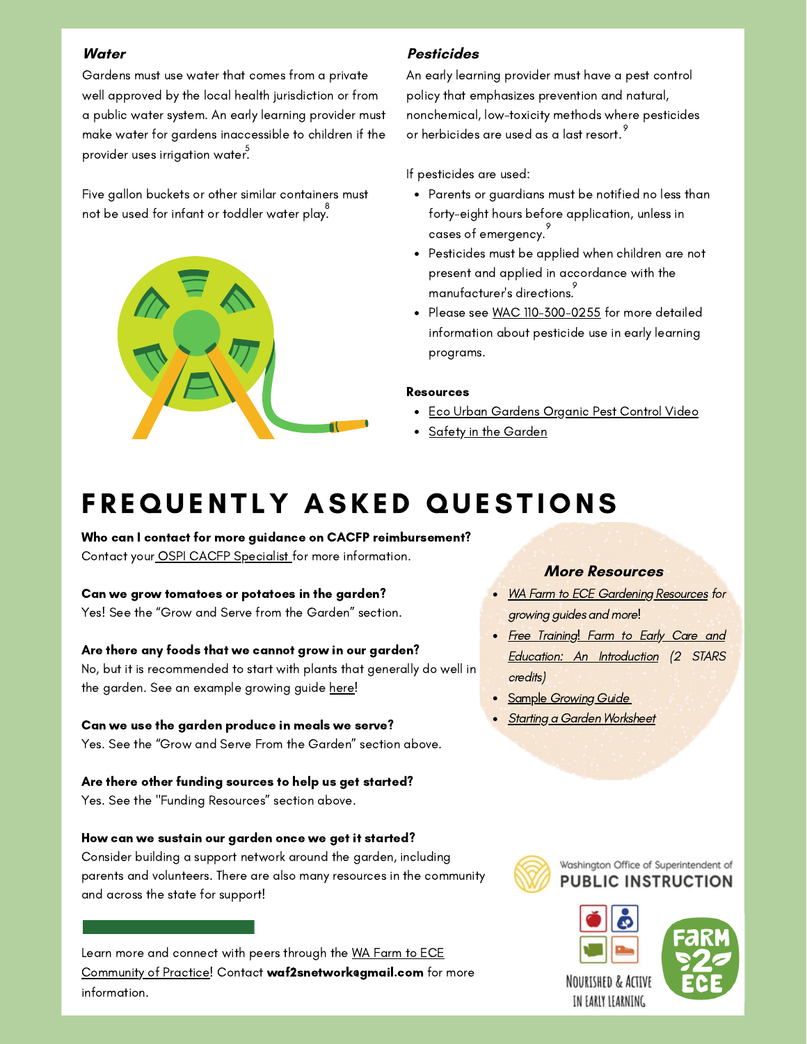### *Water*

Gardens must use water that comes from a private well approved by the local health jurisdiction or from a public water system. An early learning provider must make water for gardens inaccessible to children if the provider uses irrigation water.[5]

Five gallon buckets or other similar containers must not be used for infant or toddler water play.[8]

### *Pesticides*

An early learning provider must have a pest control policy that emphasizes prevention and natural, nonchemical, low-toxicity methods where pesticides or herbicides are used as a last resort.[9]

If pesticides are used:

- Parents or guardians must be notified no less than forty-eight hours before application, unless in cases of emergency.[9]
- Pesticides must be applied when children are not present and applied in accordance with the manufacturer's directions.[9]
- Please see WAC 110-300-0255 for more detailed information about pesticide use in early learning programs.

**Resources**

- Eco Urban Gardens Organic Pest Control Video
- Safety in the Garden

# FREQUENTLY ASKED QUESTIONS

**Who can I contact for more guidance on CACFP reimbursement?**
Contact your OSPI CACFP Specialist for more information.

**Can we grow tomatoes or potatoes in the garden?**
Yes! See the "Grow and Serve from the Garden" section.

**Are there any foods that we cannot grow in our garden?**
No, but it is recommended to start with plants that generally do well in the garden. See an example growing guide here!

**Can we use the garden produce in meals we serve?**
Yes. See the "Grow and Serve From the Garden" section above.

**Are there other funding sources to help us get started?**
Yes. See the "Funding Resources" section above.

**How can we sustain our garden once we get it started?**
Consider building a support network around the garden, including parents and volunteers. There are also many resources in the community and across the state for support!

### *More Resources*

- *WA Farm to ECE Gardening Resources for growing guides and more!*
- *Free Training! Farm to Early Care and Education: An Introduction (2 STARS credits)*
- *Sample Growing Guide*
- *Starting a Garden Worksheet*

Learn more and connect with peers through the WA Farm to ECE Community of Practice! Contact **waf2snetwork@gmail.com** for more information.

Washington Office of Superintendent of PUBLIC INSTRUCTION

NOURISHED & ACTIVE IN EARLY LEARNING

FARM 2 ECE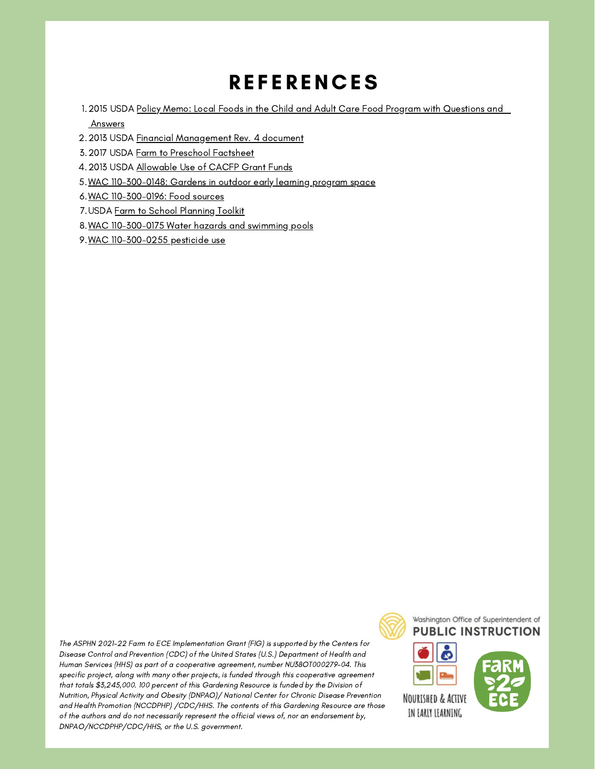# REFERENCES

1. 2015 USDA Policy Memo: Local Foods in the Child and Adult Care Food Program with Questions and Answers
2. 2013 USDA Financial Management Rev. 4 document
3. 2017 USDA Farm to Preschool Factsheet
4. 2013 USDA Allowable Use of CACFP Grant Funds
5. WAC 110-300-0148: Gardens in outdoor early learning program space
6. WAC 110-300-0196: Food sources
7. USDA Farm to School Planning Toolkit
8. WAC 110-300-0175 Water hazards and swimming pools
9. WAC 110-300-0255 pesticide use

*The ASPHN 2021-22 Farm to ECE Implementation Grant (FIG) is supported by the Centers for Disease Control and Prevention (CDC) of the United States (U.S.) Department of Health and Human Services (HHS) as part of a cooperative agreement, number NU38OT000279-04. This specific project, along with many other projects, is funded through this cooperative agreement that totals $3,245,000. 100 percent of this Gardening Resource is funded by the Division of Nutrition, Physical Activity and Obesity (DNPAO)/ National Center for Chronic Disease Prevention and Health Promotion (NCCDPHP) /CDC/HHS. The contents of this Gardening Resource are those of the authors and do not necessarily represent the official views of, nor an endorsement by, DNPAO/NCCDPHP/CDC/HHS, or the U.S. government.*

Washington Office of Superintendent of PUBLIC INSTRUCTION

Nourished & Active in Early Learning

Farm 2 ECE